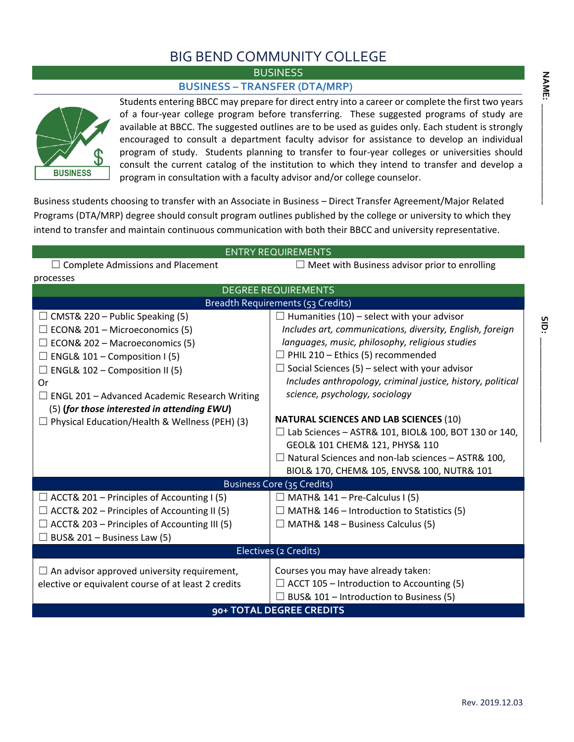# BIG BEND COMMUNITY COLLEGE

## BUSINESS

### BUSINESS – TRANSFER (DTA/MRP)

**NAME:** ____________

**SID:** ____________

Students entering BBCC may prepare for direct entry into a career or complete the first two years of a four-year college program before transferring. These suggested programs of study are available at BBCC. The suggested outlines are to be used as guides only. Each student is strongly encouraged to consult a department faculty advisor for assistance to develop an individual program of study. Students planning to transfer to four-year colleges or universities should consult the current catalog of the institution to which they intend to transfer and develop a program in consultation with a faculty advisor and/or college counselor.

Business students choosing to transfer with an Associate in Business – Direct Transfer Agreement/Major Related Programs (DTA/MRP) degree should consult program outlines published by the college or university to which they intend to transfer and maintain continuous communication with both their BBCC and university representative.

#### ENTRY REQUIREMENTS

- ☐ Complete Admissions and Placement processes
- ☐ Meet with Business advisor prior to enrolling

#### DEGREE REQUIREMENTS

##### Breadth Requirements (53 Credits)

- ☐ CMST& 220 – Public Speaking (5)
- ☐ ECON& 201 – Microeconomics (5)
- ☐ ECON& 202 – Macroeconomics (5)
- ☐ ENGL& 101 – Composition I (5)
- ☐ ENGL& 102 – Composition II (5)

Or

- ☐ ENGL 201 – Advanced Academic Research Writing (5) (***for those interested in attending EWU***)
- ☐ Physical Education/Health & Wellness (PEH) (3)
- ☐ Humanities (10) – select with your advisor
  *Includes art, communications, diversity, English, foreign languages, music, philosophy, religious studies*
- ☐ PHIL 210 – Ethics (5) recommended
- ☐ Social Sciences (5) – select with your advisor
  *Includes anthropology, criminal justice, history, political science, psychology, sociology*

**NATURAL SCIENCES AND LAB SCIENCES** (10)

- ☐ Lab Sciences – ASTR& 101, BIOL& 100, BOT 130 or 140, GEOL& 101 CHEM& 121, PHYS& 110
- ☐ Natural Sciences and non-lab sciences – ASTR& 100, BIOL& 170, CHEM& 105, ENVS& 100, NUTR& 101

##### Business Core (35 Credits)

- ☐ ACCT& 201 – Principles of Accounting I (5)
- ☐ ACCT& 202 – Principles of Accounting II (5)
- ☐ ACCT& 203 – Principles of Accounting III (5)
- ☐ BUS& 201 – Business Law (5)
- ☐ MATH& 141 – Pre-Calculus I (5)
- ☐ MATH& 146 – Introduction to Statistics (5)
- ☐ MATH& 148 – Business Calculus (5)

##### Electives (2 Credits)

- ☐ An advisor approved university requirement, elective or equivalent course of at least 2 credits

Courses you may have already taken:

- ☐ ACCT 105 – Introduction to Accounting (5)
- ☐ BUS& 101 – Introduction to Business (5)

**90+ TOTAL DEGREE CREDITS**

Rev. 2019.12.03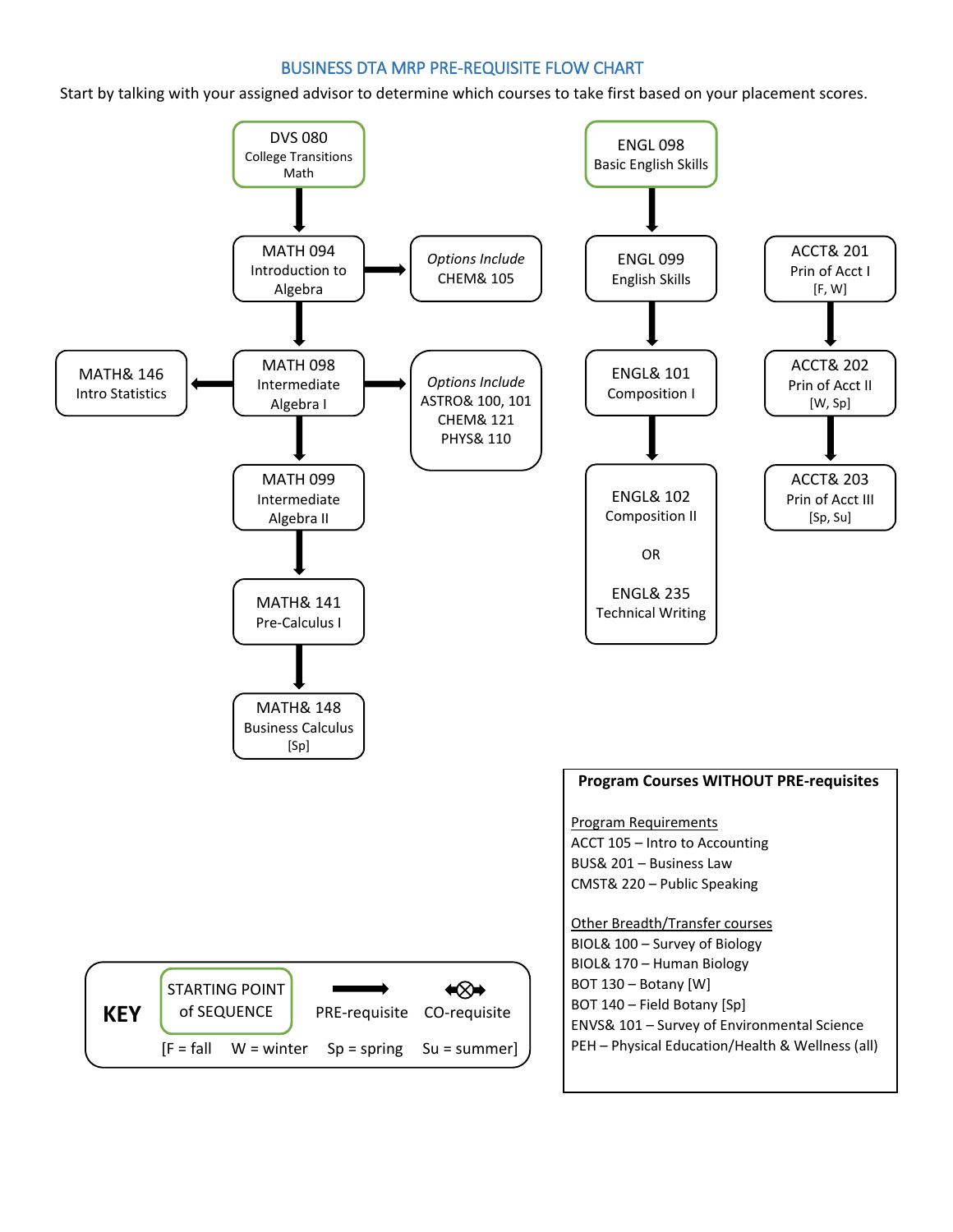# BUSINESS DTA MRP PRE-REQUISITE FLOW CHART

Start by talking with your assigned advisor to determine which courses to take first based on your placement scores.

**Math sequence:**

- DVS 080 College Transitions Math (starting point)
  - → MATH 094 Introduction to Algebra
    - → *Options Include* CHEM& 105
  - → MATH 098 Intermediate Algebra I
    - → MATH& 146 Intro Statistics
    - → *Options Include* ASTRO& 100, 101 CHEM& 121 PHYS& 110
  - → MATH 099 Intermediate Algebra II
  - → MATH& 141 Pre-Calculus I
  - → MATH& 148 Business Calculus [Sp]

**English sequence:**

- ENGL 098 Basic English Skills (starting point)
  - → ENGL 099 English Skills
  - → ENGL& 101 Composition I
  - → ENGL& 102 Composition II OR ENGL& 235 Technical Writing

**Accounting sequence:**

- ACCT& 201 Prin of Acct I [F, W]
  - → ACCT& 202 Prin of Acct II [W, Sp]
  - → ACCT& 203 Prin of Acct III [Sp, Su]

**Program Courses WITHOUT PRE-requisites**

Program Requirements

- ACCT 105 – Intro to Accounting
- BUS& 201 – Business Law
- CMST& 220 – Public Speaking

Other Breadth/Transfer courses

- BIOL& 100 – Survey of Biology
- BIOL& 170 – Human Biology
- BOT 130 – Botany [W]
- BOT 140 – Field Botany [Sp]
- ENVS& 101 – Survey of Environmental Science
- PEH – Physical Education/Health & Wellness (all)

**KEY**

- STARTING POINT of SEQUENCE (green box)
- PRE-requisite (arrow)
- CO-requisite (double arrow)

[F = fall W = winter Sp = spring Su = summer]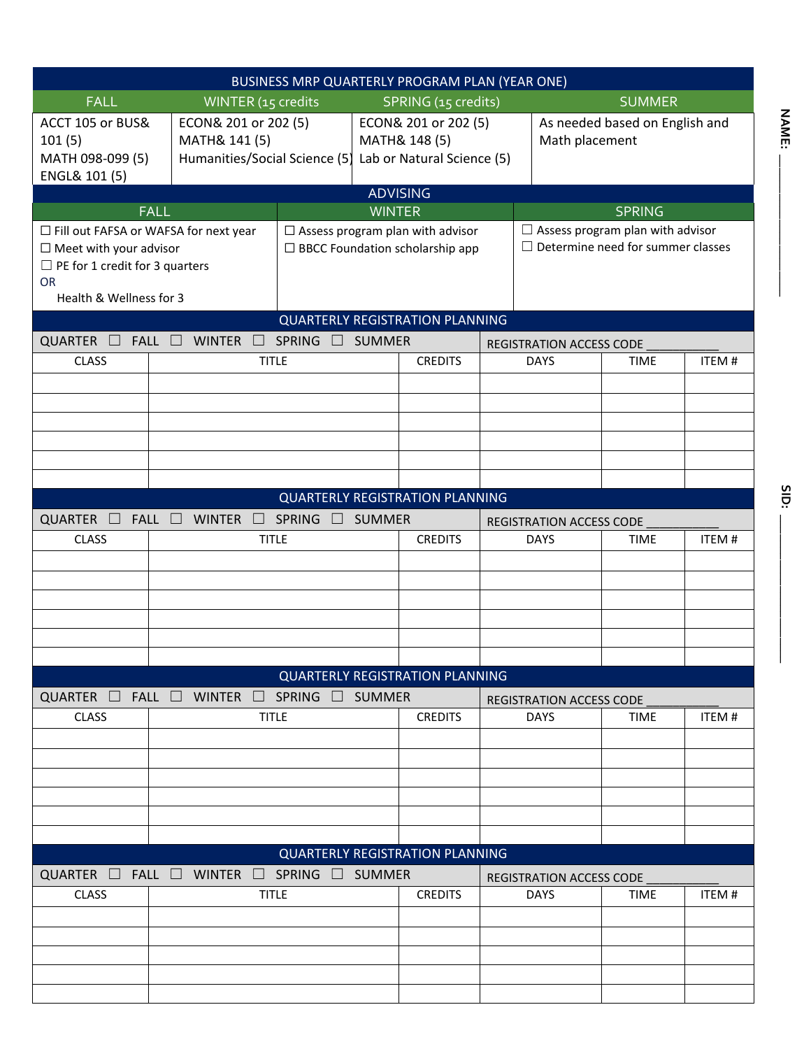## BUSINESS MRP QUARTERLY PROGRAM PLAN (YEAR ONE)

| FALL | WINTER (15 credits | SPRING (15 credits) | SUMMER |
| --- | --- | --- | --- |
| ACCT 105 or BUS& 101 (5)<br>MATH 098-099 (5)<br>ENGL& 101 (5) | ECON& 201 or 202 (5)<br>MATH& 141 (5)<br>Humanities/Social Science (5) | ECON& 201 or 202 (5)<br>MATH& 148 (5)<br>Lab or Natural Science (5) | As needed based on English and Math placement |

### ADVISING

| FALL | WINTER | SPRING |
| --- | --- | --- |
| ☐ Fill out FAFSA or WAFSA for next year<br>☐ Meet with your advisor<br>☐ PE for 1 credit for 3 quarters<br>OR<br>Health & Wellness for 3 | ☐ Assess program plan with advisor<br>☐ BBCC Foundation scholarship app | ☐ Assess program plan with advisor<br>☐ Determine need for summer classes |

### QUARTERLY REGISTRATION PLANNING

QUARTER ☐ FALL ☐ WINTER ☐ SPRING ☐ SUMMER REGISTRATION ACCESS CODE ___________

| CLASS | TITLE | CREDITS | DAYS | TIME | ITEM # |
| --- | --- | --- | --- | --- | --- |
| | | | | | |
| | | | | | |
| | | | | | |
| | | | | | |
| | | | | | |
| | | | | | |

### QUARTERLY REGISTRATION PLANNING

QUARTER ☐ FALL ☐ WINTER ☐ SPRING ☐ SUMMER REGISTRATION ACCESS CODE ___________

| CLASS | TITLE | CREDITS | DAYS | TIME | ITEM # |
| --- | --- | --- | --- | --- | --- |
| | | | | | |
| | | | | | |
| | | | | | |
| | | | | | |
| | | | | | |
| | | | | | |

### QUARTERLY REGISTRATION PLANNING

QUARTER ☐ FALL ☐ WINTER ☐ SPRING ☐ SUMMER REGISTRATION ACCESS CODE ___________

| CLASS | TITLE | CREDITS | DAYS | TIME | ITEM # |
| --- | --- | --- | --- | --- | --- |
| | | | | | |
| | | | | | |
| | | | | | |
| | | | | | |
| | | | | | |
| | | | | | |

### QUARTERLY REGISTRATION PLANNING

QUARTER ☐ FALL ☐ WINTER ☐ SPRING ☐ SUMMER REGISTRATION ACCESS CODE ___________

| CLASS | TITLE | CREDITS | DAYS | TIME | ITEM # |
| --- | --- | --- | --- | --- | --- |
| | | | | | |
| | | | | | |
| | | | | | |
| | | | | | |
| | | | | | |

NAME: ______________

SID: ______________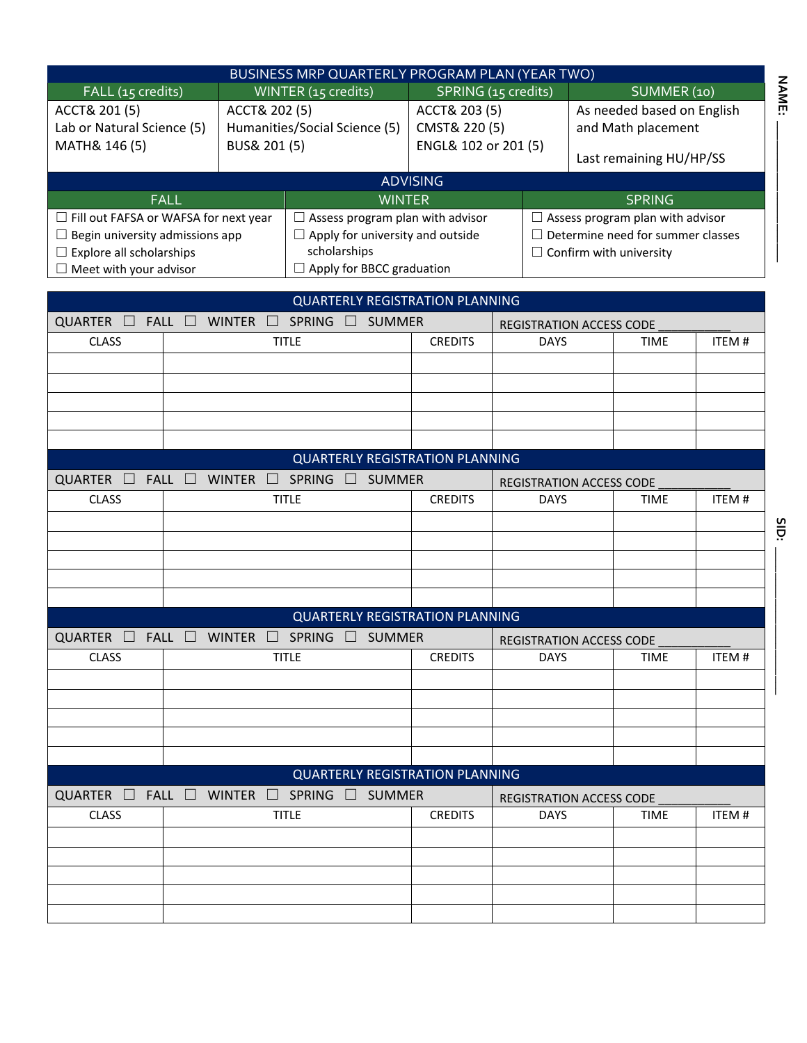## BUSINESS MRP QUARTERLY PROGRAM PLAN (YEAR TWO)

| FALL (15 credits) | WINTER (15 credits) | SPRING (15 credits) | SUMMER (10) |
|---|---|---|---|
| ACCT& 201 (5)<br>Lab or Natural Science (5)<br>MATH& 146 (5) | ACCT& 202 (5)<br>Humanities/Social Science (5)<br>BUS& 201 (5) | ACCT& 203 (5)<br>CMST& 220 (5)<br>ENGL& 102 or 201 (5) | As needed based on English and Math placement<br><br>Last remaining HU/HP/SS |

## ADVISING

| FALL | WINTER | SPRING |
|---|---|---|
| ☐ Fill out FAFSA or WAFSA for next year<br>☐ Begin university admissions app<br>☐ Explore all scholarships<br>☐ Meet with your advisor | ☐ Assess program plan with advisor<br>☐ Apply for university and outside scholarships<br>☐ Apply for BBCC graduation | ☐ Assess program plan with advisor<br>☐ Determine need for summer classes<br>☐ Confirm with university |

NAME: ____________

SID: ____________

## QUARTERLY REGISTRATION PLANNING

QUARTER ☐ FALL ☐ WINTER ☐ SPRING ☐ SUMMER — REGISTRATION ACCESS CODE __________

| CLASS | TITLE | CREDITS | DAYS | TIME | ITEM # |
|---|---|---|---|---|---|
| | | | | | |
| | | | | | |
| | | | | | |
| | | | | | |
| | | | | | |

## QUARTERLY REGISTRATION PLANNING

QUARTER ☐ FALL ☐ WINTER ☐ SPRING ☐ SUMMER — REGISTRATION ACCESS CODE __________

| CLASS | TITLE | CREDITS | DAYS | TIME | ITEM # |
|---|---|---|---|---|---|
| | | | | | |
| | | | | | |
| | | | | | |
| | | | | | |
| | | | | | |

## QUARTERLY REGISTRATION PLANNING

QUARTER ☐ FALL ☐ WINTER ☐ SPRING ☐ SUMMER — REGISTRATION ACCESS CODE __________

| CLASS | TITLE | CREDITS | DAYS | TIME | ITEM # |
|---|---|---|---|---|---|
| | | | | | |
| | | | | | |
| | | | | | |
| | | | | | |
| | | | | | |

## QUARTERLY REGISTRATION PLANNING

QUARTER ☐ FALL ☐ WINTER ☐ SPRING ☐ SUMMER — REGISTRATION ACCESS CODE __________

| CLASS | TITLE | CREDITS | DAYS | TIME | ITEM # |
|---|---|---|---|---|---|
| | | | | | |
| | | | | | |
| | | | | | |
| | | | | | |
| | | | | | |